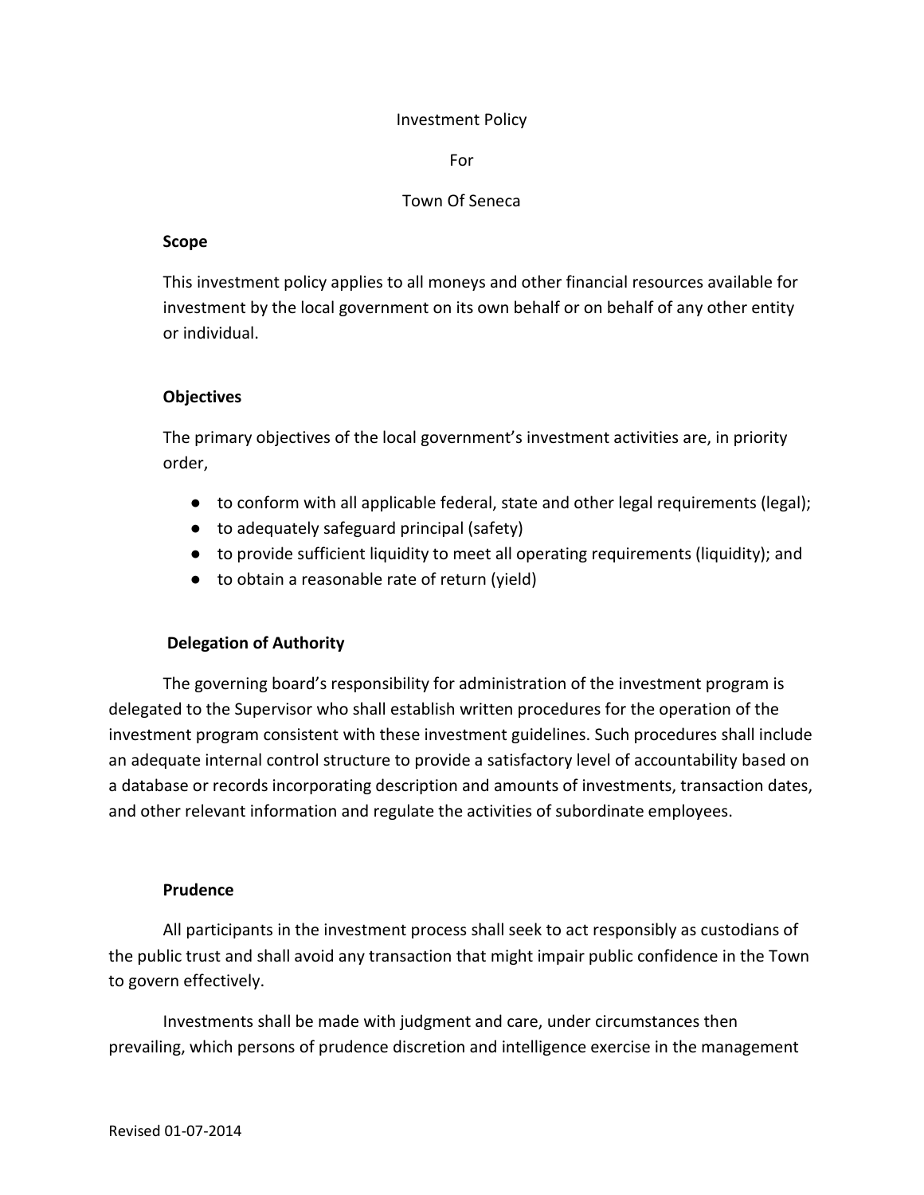# Investment Policy

# For

# Town Of Seneca

## Scope

This investment policy applies to all moneys and other financial resources available for investment by the local government on its own behalf or on behalf of any other entity or individual.

## Objectives

The primary objectives of the local government's investment activities are, in priority order,

- to conform with all applicable federal, state and other legal requirements (legal);
- to adequately safeguard principal (safety)
- to provide sufficient liquidity to meet all operating requirements (liquidity); and
- to obtain a reasonable rate of return (yield)

## Delegation of Authority

The governing board's responsibility for administration of the investment program is delegated to the Supervisor who shall establish written procedures for the operation of the investment program consistent with these investment guidelines. Such procedures shall include an adequate internal control structure to provide a satisfactory level of accountability based on a database or records incorporating description and amounts of investments, transaction dates, and other relevant information and regulate the activities of subordinate employees.

## Prudence

All participants in the investment process shall seek to act responsibly as custodians of the public trust and shall avoid any transaction that might impair public confidence in the Town to govern effectively.

Investments shall be made with judgment and care, under circumstances then prevailing, which persons of prudence discretion and intelligence exercise in the management

Revised 01-07-2014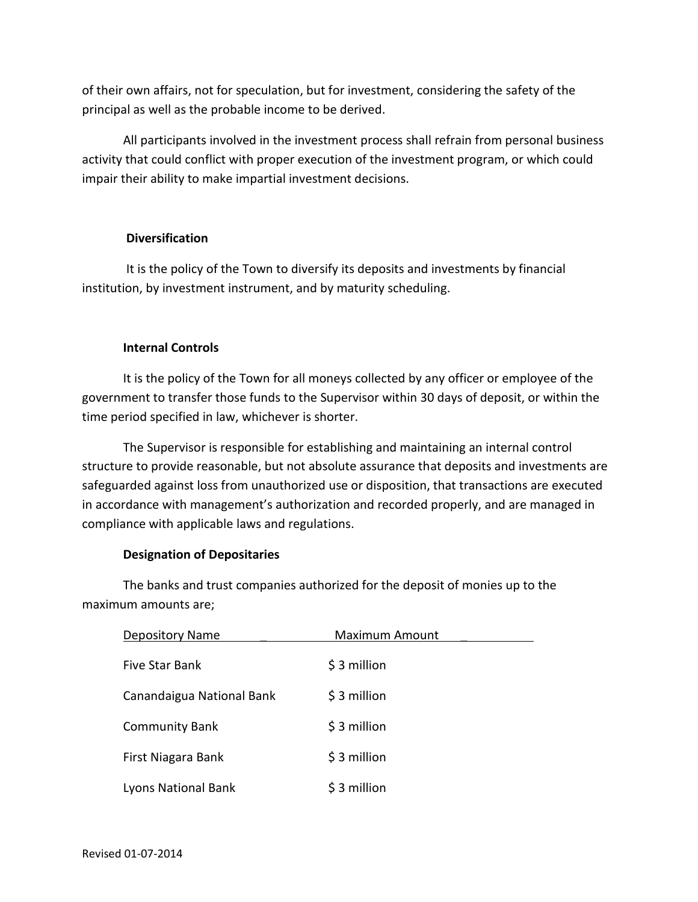of their own affairs, not for speculation, but for investment, considering the safety of the principal as well as the probable income to be derived.

All participants involved in the investment process shall refrain from personal business activity that could conflict with proper execution of the investment program, or which could impair their ability to make impartial investment decisions.

### Diversification

It is the policy of the Town to diversify its deposits and investments by financial institution, by investment instrument, and by maturity scheduling.

### Internal Controls

It is the policy of the Town for all moneys collected by any officer or employee of the government to transfer those funds to the Supervisor within 30 days of deposit, or within the time period specified in law, whichever is shorter.

The Supervisor is responsible for establishing and maintaining an internal control structure to provide reasonable, but not absolute assurance that deposits and investments are safeguarded against loss from unauthorized use or disposition, that transactions are executed in accordance with management's authorization and recorded properly, and are managed in compliance with applicable laws and regulations.

### Designation of Depositaries

The banks and trust companies authorized for the deposit of monies up to the maximum amounts are;

| Depository Name | Maximum Amount |
|---|---|
| Five Star Bank | $ 3 million |
| Canandaigua National Bank | $ 3 million |
| Community Bank | $ 3 million |
| First Niagara Bank | $ 3 million |
| Lyons National Bank | $ 3 million |

Revised 01-07-2014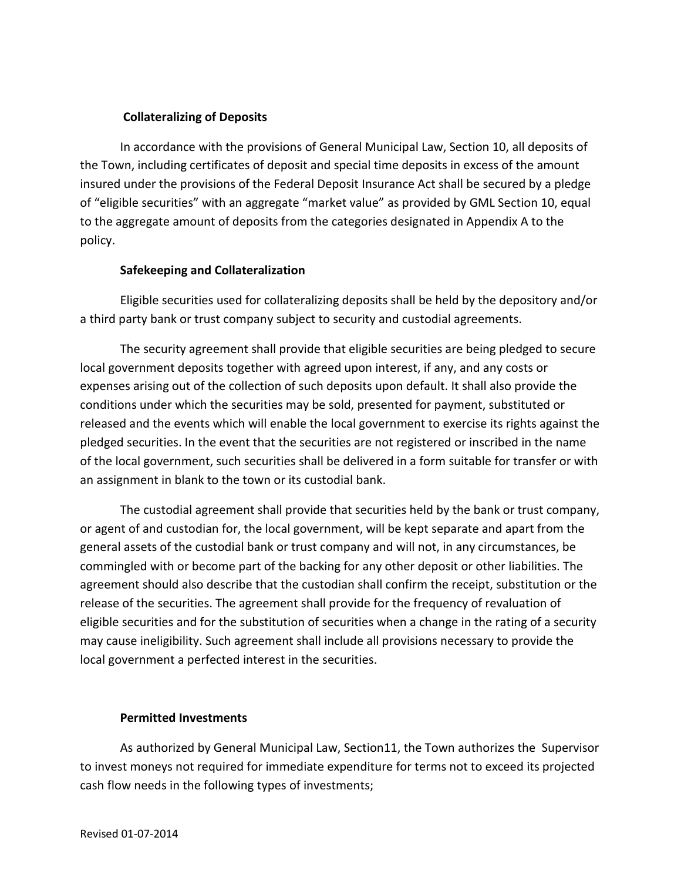### Collateralizing of Deposits

In accordance with the provisions of General Municipal Law, Section 10, all deposits of the Town, including certificates of deposit and special time deposits in excess of the amount insured under the provisions of the Federal Deposit Insurance Act shall be secured by a pledge of "eligible securities" with an aggregate "market value" as provided by GML Section 10, equal to the aggregate amount of deposits from the categories designated in Appendix A to the policy.

### Safekeeping and Collateralization

Eligible securities used for collateralizing deposits shall be held by the depository and/or a third party bank or trust company subject to security and custodial agreements.

The security agreement shall provide that eligible securities are being pledged to secure local government deposits together with agreed upon interest, if any, and any costs or expenses arising out of the collection of such deposits upon default. It shall also provide the conditions under which the securities may be sold, presented for payment, substituted or released and the events which will enable the local government to exercise its rights against the pledged securities. In the event that the securities are not registered or inscribed in the name of the local government, such securities shall be delivered in a form suitable for transfer or with an assignment in blank to the town or its custodial bank.

The custodial agreement shall provide that securities held by the bank or trust company, or agent of and custodian for, the local government, will be kept separate and apart from the general assets of the custodial bank or trust company and will not, in any circumstances, be commingled with or become part of the backing for any other deposit or other liabilities. The agreement should also describe that the custodian shall confirm the receipt, substitution or the release of the securities. The agreement shall provide for the frequency of revaluation of eligible securities and for the substitution of securities when a change in the rating of a security may cause ineligibility. Such agreement shall include all provisions necessary to provide the local government a perfected interest in the securities.

### Permitted Investments

As authorized by General Municipal Law, Section11, the Town authorizes the Supervisor to invest moneys not required for immediate expenditure for terms not to exceed its projected cash flow needs in the following types of investments;

Revised 01-07-2014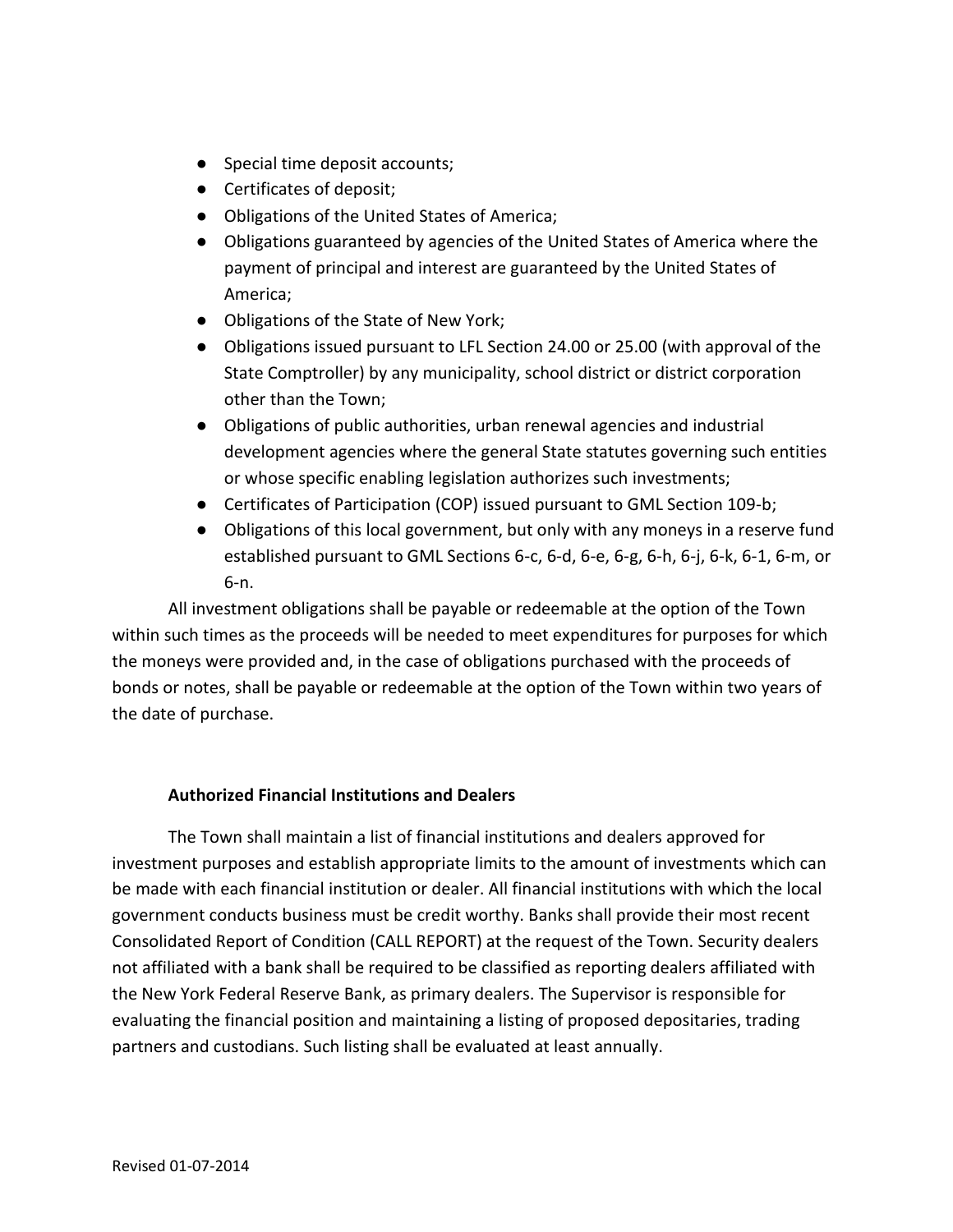- Special time deposit accounts;
- Certificates of deposit;
- Obligations of the United States of America;
- Obligations guaranteed by agencies of the United States of America where the payment of principal and interest are guaranteed by the United States of America;
- Obligations of the State of New York;
- Obligations issued pursuant to LFL Section 24.00 or 25.00 (with approval of the State Comptroller) by any municipality, school district or district corporation other than the Town;
- Obligations of public authorities, urban renewal agencies and industrial development agencies where the general State statutes governing such entities or whose specific enabling legislation authorizes such investments;
- Certificates of Participation (COP) issued pursuant to GML Section 109-b;
- Obligations of this local government, but only with any moneys in a reserve fund established pursuant to GML Sections 6-c, 6-d, 6-e, 6-g, 6-h, 6-j, 6-k, 6-1, 6-m, or 6-n.

All investment obligations shall be payable or redeemable at the option of the Town within such times as the proceeds will be needed to meet expenditures for purposes for which the moneys were provided and, in the case of obligations purchased with the proceeds of bonds or notes, shall be payable or redeemable at the option of the Town within two years of the date of purchase.

**Authorized Financial Institutions and Dealers**

The Town shall maintain a list of financial institutions and dealers approved for investment purposes and establish appropriate limits to the amount of investments which can be made with each financial institution or dealer. All financial institutions with which the local government conducts business must be credit worthy. Banks shall provide their most recent Consolidated Report of Condition (CALL REPORT) at the request of the Town. Security dealers not affiliated with a bank shall be required to be classified as reporting dealers affiliated with the New York Federal Reserve Bank, as primary dealers. The Supervisor is responsible for evaluating the financial position and maintaining a listing of proposed depositaries, trading partners and custodians. Such listing shall be evaluated at least annually.

Revised 01-07-2014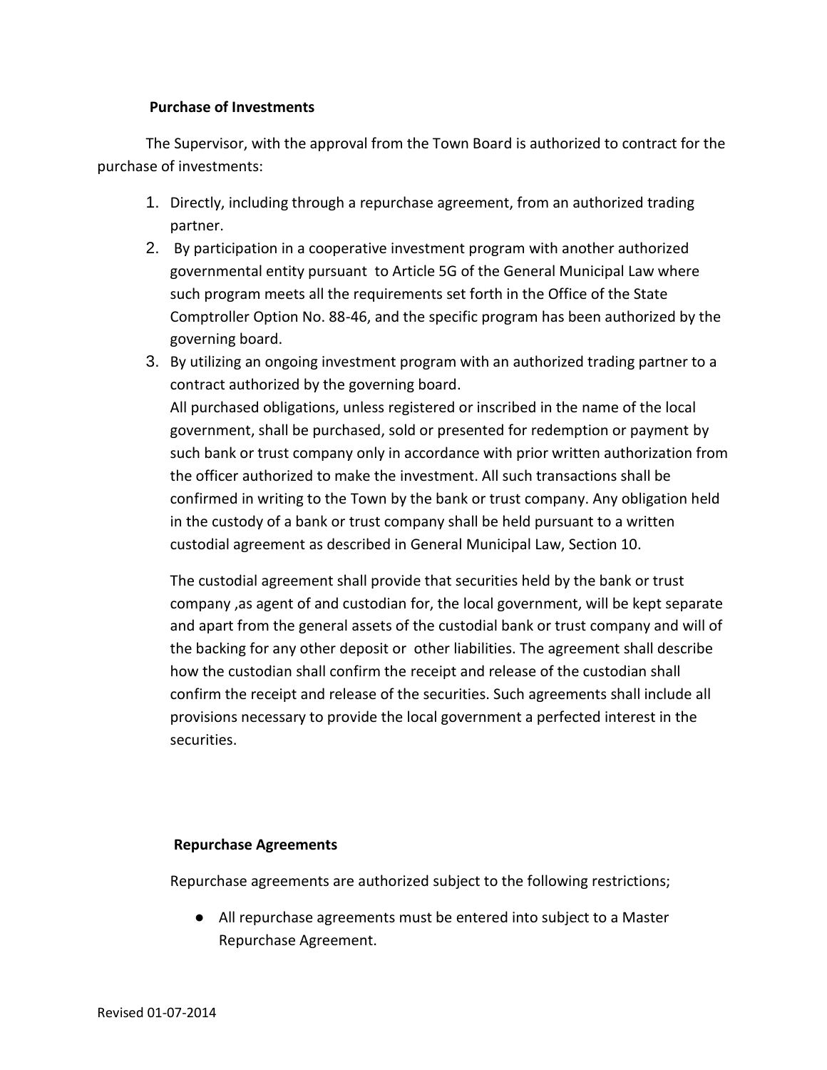**Purchase of Investments**

The Supervisor, with the approval from the Town Board is authorized to contract for the purchase of investments:

1. Directly, including through a repurchase agreement, from an authorized trading partner.
2. By participation in a cooperative investment program with another authorized governmental entity pursuant to Article 5G of the General Municipal Law where such program meets all the requirements set forth in the Office of the State Comptroller Option No. 88-46, and the specific program has been authorized by the governing board.
3. By utilizing an ongoing investment program with an authorized trading partner to a contract authorized by the governing board.

   All purchased obligations, unless registered or inscribed in the name of the local government, shall be purchased, sold or presented for redemption or payment by such bank or trust company only in accordance with prior written authorization from the officer authorized to make the investment. All such transactions shall be confirmed in writing to the Town by the bank or trust company. Any obligation held in the custody of a bank or trust company shall be held pursuant to a written custodial agreement as described in General Municipal Law, Section 10.

   The custodial agreement shall provide that securities held by the bank or trust company ,as agent of and custodian for, the local government, will be kept separate and apart from the general assets of the custodial bank or trust company and will of the backing for any other deposit or other liabilities. The agreement shall describe how the custodian shall confirm the receipt and release of the custodian shall confirm the receipt and release of the securities. Such agreements shall include all provisions necessary to provide the local government a perfected interest in the securities.

**Repurchase Agreements**

Repurchase agreements are authorized subject to the following restrictions;

- All repurchase agreements must be entered into subject to a Master Repurchase Agreement.

Revised 01-07-2014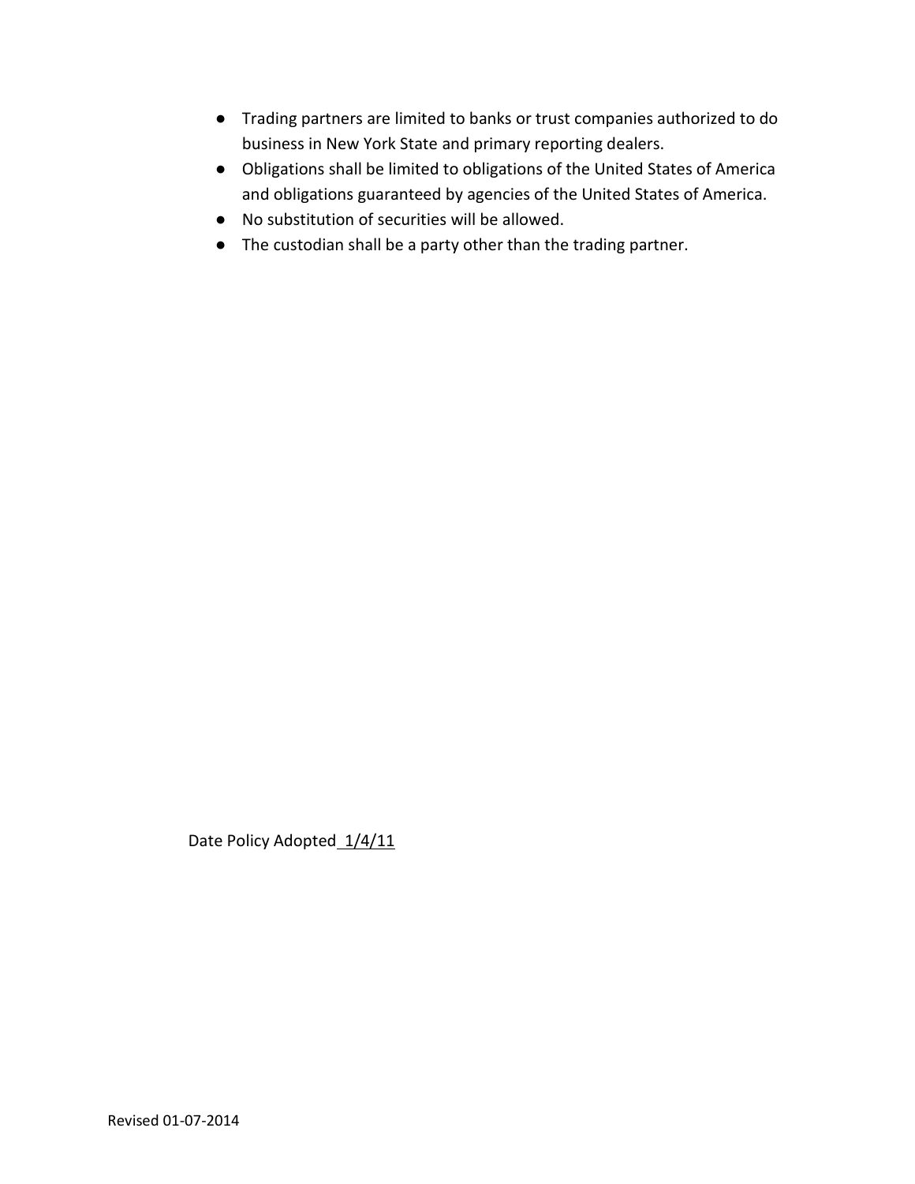- Trading partners are limited to banks or trust companies authorized to do business in New York State and primary reporting dealers.
- Obligations shall be limited to obligations of the United States of America and obligations guaranteed by agencies of the United States of America.
- No substitution of securities will be allowed.
- The custodian shall be a party other than the trading partner.

Date Policy Adopted 1/4/11

Revised 01-07-2014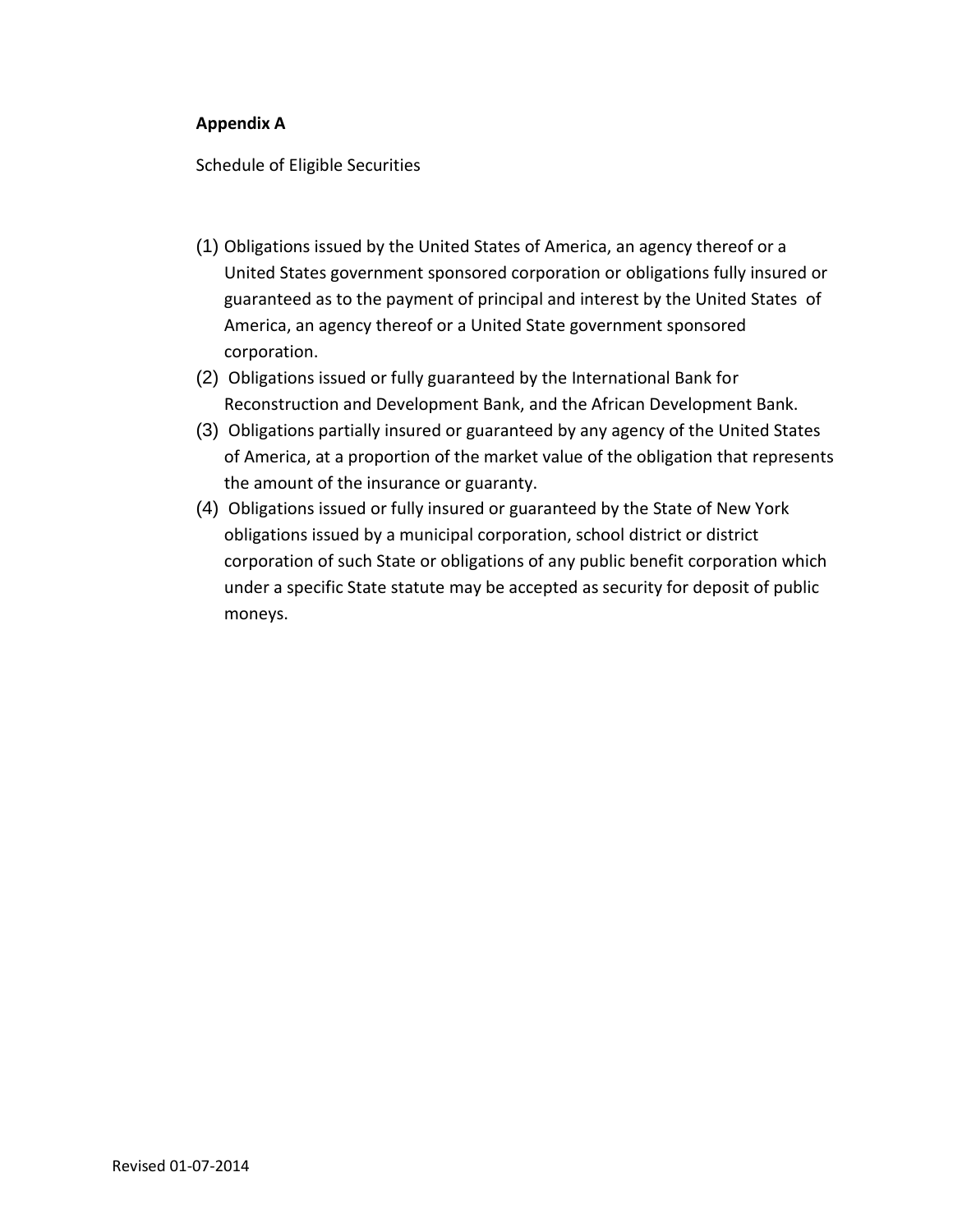**Appendix A**

Schedule of Eligible Securities

(1) Obligations issued by the United States of America, an agency thereof or a United States government sponsored corporation or obligations fully insured or guaranteed as to the payment of principal and interest by the United States of America, an agency thereof or a United State government sponsored corporation.

(2) Obligations issued or fully guaranteed by the International Bank for Reconstruction and Development Bank, and the African Development Bank.

(3) Obligations partially insured or guaranteed by any agency of the United States of America, at a proportion of the market value of the obligation that represents the amount of the insurance or guaranty.

(4) Obligations issued or fully insured or guaranteed by the State of New York obligations issued by a municipal corporation, school district or district corporation of such State or obligations of any public benefit corporation which under a specific State statute may be accepted as security for deposit of public moneys.

Revised 01-07-2014